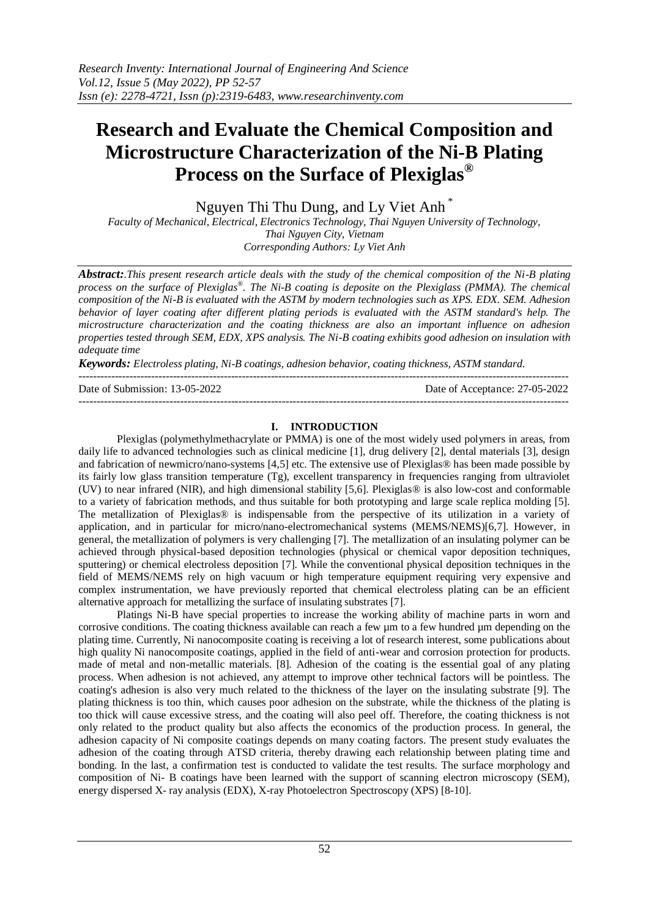# Research and Evaluate the Chemical Composition and Microstructure Characterization of the Ni-B Plating Process on the Surface of Plexiglas®

Nguyen Thi Thu Dung, and Ly Viet Anh *

*Faculty of Mechanical, Electrical, Electronics Technology, Thai Nguyen University of Technology, Thai Nguyen City, Vietnam*
*Corresponding Authors: Ly Viet Anh*

***Abstract:*** *.This present research article deals with the study of the chemical composition of the Ni-B plating process on the surface of Plexiglas®. The Ni-B coating is deposite on the Plexiglass (PMMA). The chemical composition of the Ni-B is evaluated with the ASTM by modern technologies such as XPS. EDX. SEM. Adhesion behavior of layer coating after different plating periods is evaluated with the ASTM standard's help. The microstructure characterization and the coating thickness are also an important influence on adhesion properties tested through SEM, EDX, XPS analysis. The Ni-B coating exhibits good adhesion on insulation with adequate time*

***Keywords:*** *Electroless plating, Ni-B coatings, adhesion behavior, coating thickness, ASTM standard.*

---

Date of Submission: 13-05-2022 Date of Acceptance: 27-05-2022

---

## I. INTRODUCTION

Plexiglas (polymethylmethacrylate or PMMA) is one of the most widely used polymers in areas, from daily life to advanced technologies such as clinical medicine [1], drug delivery [2], dental materials [3], design and fabrication of newmicro/nano-systems [4,5] etc. The extensive use of Plexiglas® has been made possible by its fairly low glass transition temperature (Tg), excellent transparency in frequencies ranging from ultraviolet (UV) to near infrared (NIR), and high dimensional stability [5,6]. Plexiglas® is also low-cost and conformable to a variety of fabrication methods, and thus suitable for both prototyping and large scale replica molding [5]. The metallization of Plexiglas® is indispensable from the perspective of its utilization in a variety of application, and in particular for micro/nano-electromechanical systems (MEMS/NEMS)[6,7]. However, in general, the metallization of polymers is very challenging [7]. The metallization of an insulating polymer can be achieved through physical-based deposition technologies (physical or chemical vapor deposition techniques, sputtering) or chemical electroless deposition [7]. While the conventional physical deposition techniques in the field of MEMS/NEMS rely on high vacuum or high temperature equipment requiring very expensive and complex instrumentation, we have previously reported that chemical electroless plating can be an efficient alternative approach for metallizing the surface of insulating substrates [7].

Platings Ni-B have special properties to increase the working ability of machine parts in worn and corrosive conditions. The coating thickness available can reach a few µm to a few hundred µm depending on the plating time. Currently, Ni nanocomposite coating is receiving a lot of research interest, some publications about high quality Ni nanocomposite coatings, applied in the field of anti-wear and corrosion protection for products. made of metal and non-metallic materials. [8]. Adhesion of the coating is the essential goal of any plating process. When adhesion is not achieved, any attempt to improve other technical factors will be pointless. The coating's adhesion is also very much related to the thickness of the layer on the insulating substrate [9]. The plating thickness is too thin, which causes poor adhesion on the substrate, while the thickness of the plating is too thick will cause excessive stress, and the coating will also peel off. Therefore, the coating thickness is not only related to the product quality but also affects the economics of the production process. In general, the adhesion capacity of Ni composite coatings depends on many coating factors. The present study evaluates the adhesion of the coating through ATSD criteria, thereby drawing each relationship between plating time and bonding. In the last, a confirmation test is conducted to validate the test results. The surface morphology and composition of Ni- B coatings have been learned with the support of scanning electron microscopy (SEM), energy dispersed X- ray analysis (EDX), X-ray Photoelectron Spectroscopy (XPS) [8-10].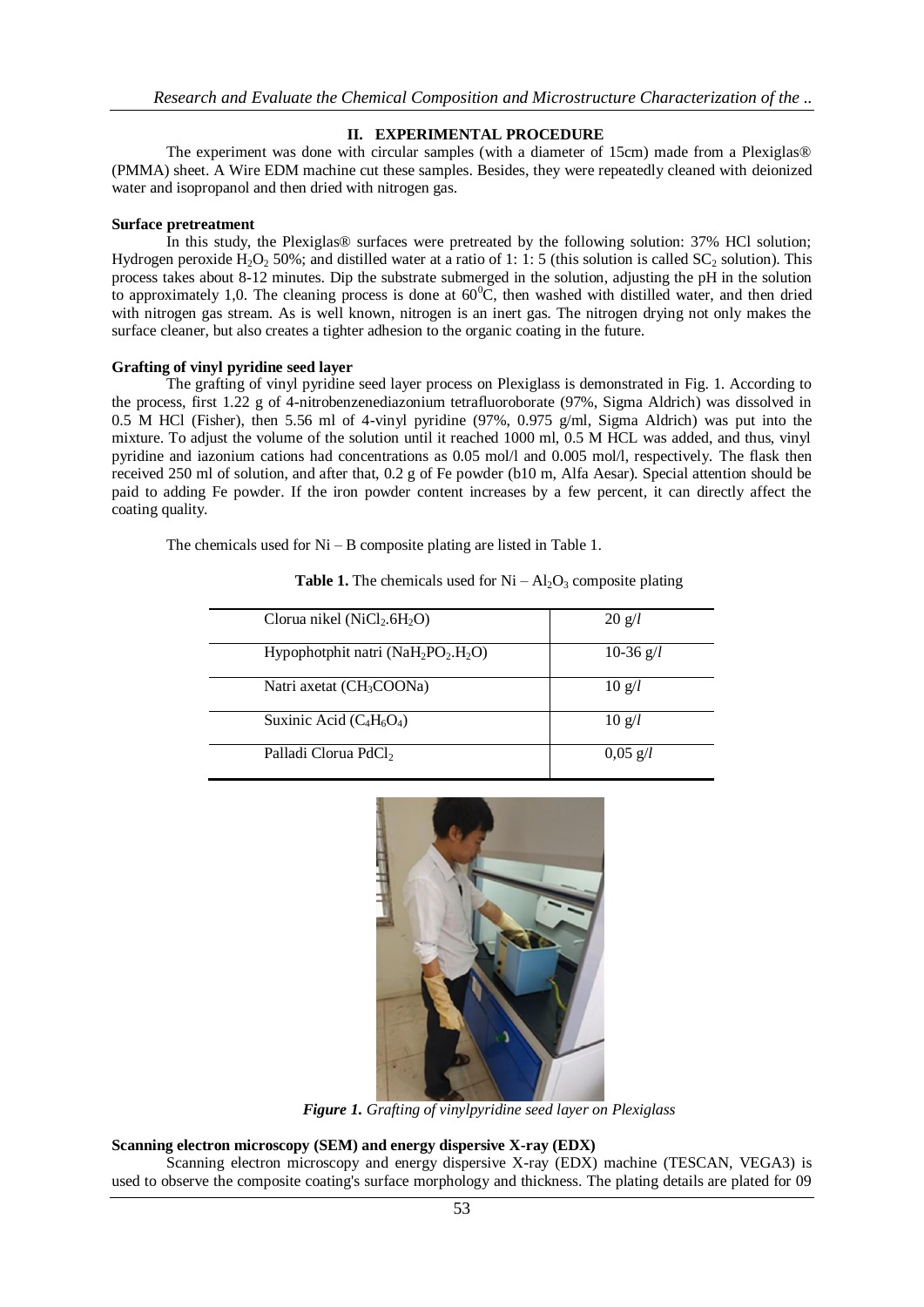## II. EXPERIMENTAL PROCEDURE

The experiment was done with circular samples (with a diameter of 15cm) made from a Plexiglas® (PMMA) sheet. A Wire EDM machine cut these samples. Besides, they were repeatedly cleaned with deionized water and isopropanol and then dried with nitrogen gas.

**Surface pretreatment**

In this study, the Plexiglas® surfaces were pretreated by the following solution: 37% HCl solution; Hydrogen peroxide $H_2O_2$ 50%; and distilled water at a ratio of 1: 1: 5 (this solution is called $SC_2$ solution). This process takes about 8-12 minutes. Dip the substrate submerged in the solution, adjusting the pH in the solution to approximately 1,0. The cleaning process is done at $60^0C$, then washed with distilled water, and then dried with nitrogen gas stream. As is well known, nitrogen is an inert gas. The nitrogen drying not only makes the surface cleaner, but also creates a tighter adhesion to the organic coating in the future.

**Grafting of vinyl pyridine seed layer**

The grafting of vinyl pyridine seed layer process on Plexiglass is demonstrated in Fig. 1. According to the process, first 1.22 g of 4-nitrobenzenediazonium tetrafluoroborate (97%, Sigma Aldrich) was dissolved in 0.5 M HCl (Fisher), then 5.56 ml of 4-vinyl pyridine (97%, 0.975 g/ml, Sigma Aldrich) was put into the mixture. To adjust the volume of the solution until it reached 1000 ml, 0.5 M HCL was added, and thus, vinyl pyridine and iazonium cations had concentrations as 0.05 mol/l and 0.005 mol/l, respectively. The flask then received 250 ml of solution, and after that, 0.2 g of Fe powder (b10 m, Alfa Aesar). Special attention should be paid to adding Fe powder. If the iron powder content increases by a few percent, it can directly affect the coating quality.

The chemicals used for Ni – B composite plating are listed in Table 1.

**Table 1.** The chemicals used for Ni – $Al_2O_3$ composite plating

| | |
|---|---|
| Clorua nikel ($NiCl_2.6H_2O$) | 20 g/*l* |
| Hypophotphit natri ($NaH_2PO_2.H_2O$) | 10-36 g/*l* |
| Natri axetat ($CH_3COONa$) | 10 g/*l* |
| Suxinic Acid ($C_4H_6O_4$) | 10 g/*l* |
| Palladi Clorua $PdCl_2$ | 0,05 g/*l* |

***Figure 1.*** *Grafting of vinylpyridine seed layer on Plexiglass*

**Scanning electron microscopy (SEM) and energy dispersive X-ray (EDX)**

Scanning electron microscopy and energy dispersive X-ray (EDX) machine (TESCAN, VEGA3) is used to observe the composite coating's surface morphology and thickness. The plating details are plated for 09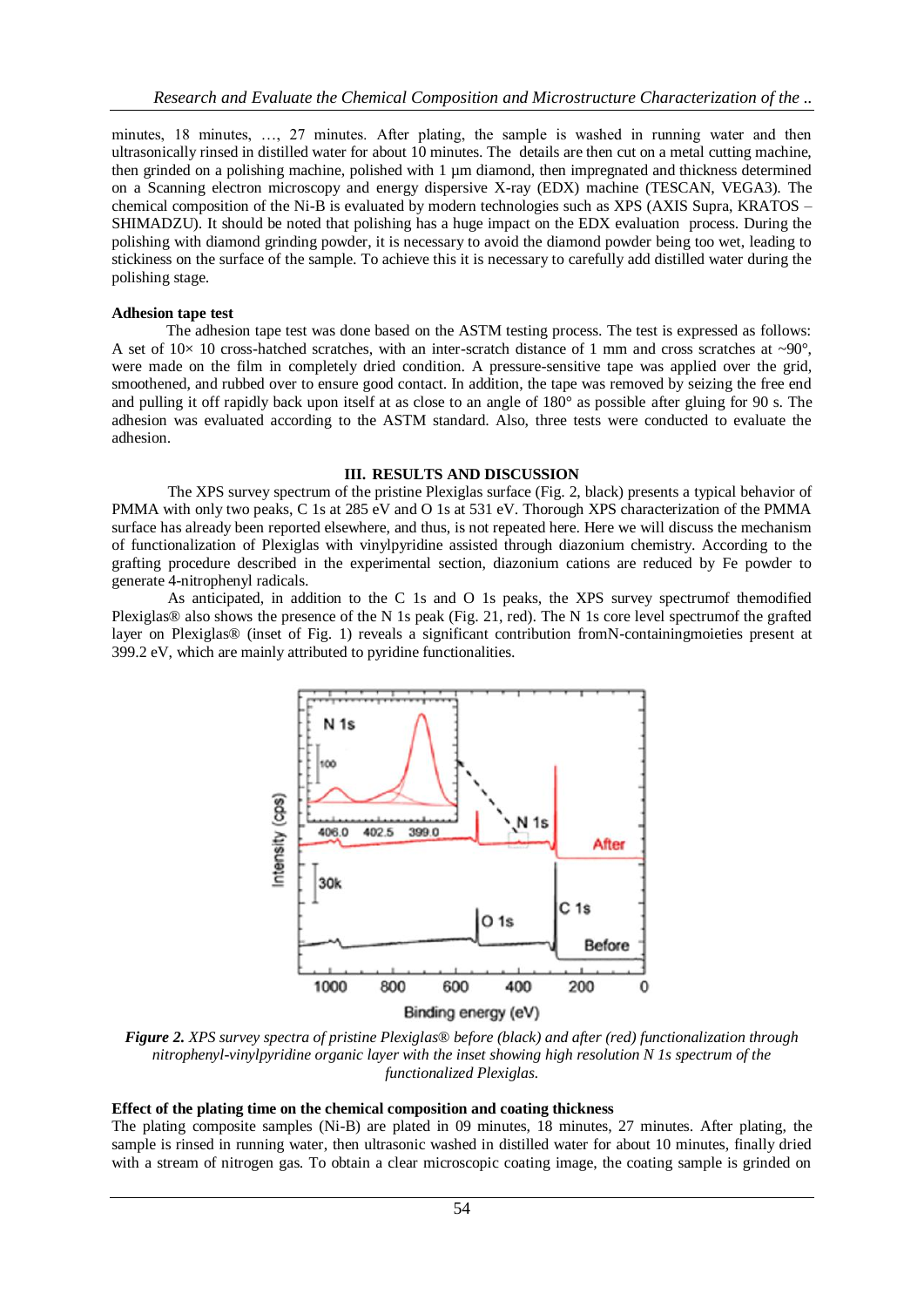minutes, 18 minutes, …, 27 minutes. After plating, the sample is washed in running water and then ultrasonically rinsed in distilled water for about 10 minutes. The details are then cut on a metal cutting machine, then grinded on a polishing machine, polished with 1 µm diamond, then impregnated and thickness determined on a Scanning electron microscopy and energy dispersive X-ray (EDX) machine (TESCAN, VEGA3). The chemical composition of the Ni-B is evaluated by modern technologies such as XPS (AXIS Supra, KRATOS – SHIMADZU). It should be noted that polishing has a huge impact on the EDX evaluation process. During the polishing with diamond grinding powder, it is necessary to avoid the diamond powder being too wet, leading to stickiness on the surface of the sample. To achieve this it is necessary to carefully add distilled water during the polishing stage.

**Adhesion tape test**

The adhesion tape test was done based on the ASTM testing process. The test is expressed as follows: A set of 10× 10 cross-hatched scratches, with an inter-scratch distance of 1 mm and cross scratches at ~90°, were made on the film in completely dried condition. A pressure-sensitive tape was applied over the grid, smoothened, and rubbed over to ensure good contact. In addition, the tape was removed by seizing the free end and pulling it off rapidly back upon itself at as close to an angle of 180° as possible after gluing for 90 s. The adhesion was evaluated according to the ASTM standard. Also, three tests were conducted to evaluate the adhesion.

## III. RESULTS AND DISCUSSION

The XPS survey spectrum of the pristine Plexiglas surface (Fig. 2, black) presents a typical behavior of PMMA with only two peaks, C 1s at 285 eV and O 1s at 531 eV. Thorough XPS characterization of the PMMA surface has already been reported elsewhere, and thus, is not repeated here. Here we will discuss the mechanism of functionalization of Plexiglas with vinylpyridine assisted through diazonium chemistry. According to the grafting procedure described in the experimental section, diazonium cations are reduced by Fe powder to generate 4-nitrophenyl radicals.

As anticipated, in addition to the C 1s and O 1s peaks, the XPS survey spectrumof themodified Plexiglas® also shows the presence of the N 1s peak (Fig. 21, red). The N 1s core level spectrumof the grafted layer on Plexiglas® (inset of Fig. 1) reveals a significant contribution fromN-containingmoieties present at 399.2 eV, which are mainly attributed to pyridine functionalities.

N 1s
100
406.0 402.5 399.0
N 1s
After
Intensity (cps)
30k
O 1s
C 1s
Before
1000 800 600 400 200 0
Binding energy (eV)

***Figure 2.*** *XPS survey spectra of pristine Plexiglas® before (black) and after (red) functionalization through nitrophenyl-vinylpyridine organic layer with the inset showing high resolution N 1s spectrum of the functionalized Plexiglas.*

**Effect of the plating time on the chemical composition and coating thickness**

The plating composite samples (Ni-B) are plated in 09 minutes, 18 minutes, 27 minutes. After plating, the sample is rinsed in running water, then ultrasonic washed in distilled water for about 10 minutes, finally dried with a stream of nitrogen gas. To obtain a clear microscopic coating image, the coating sample is grinded on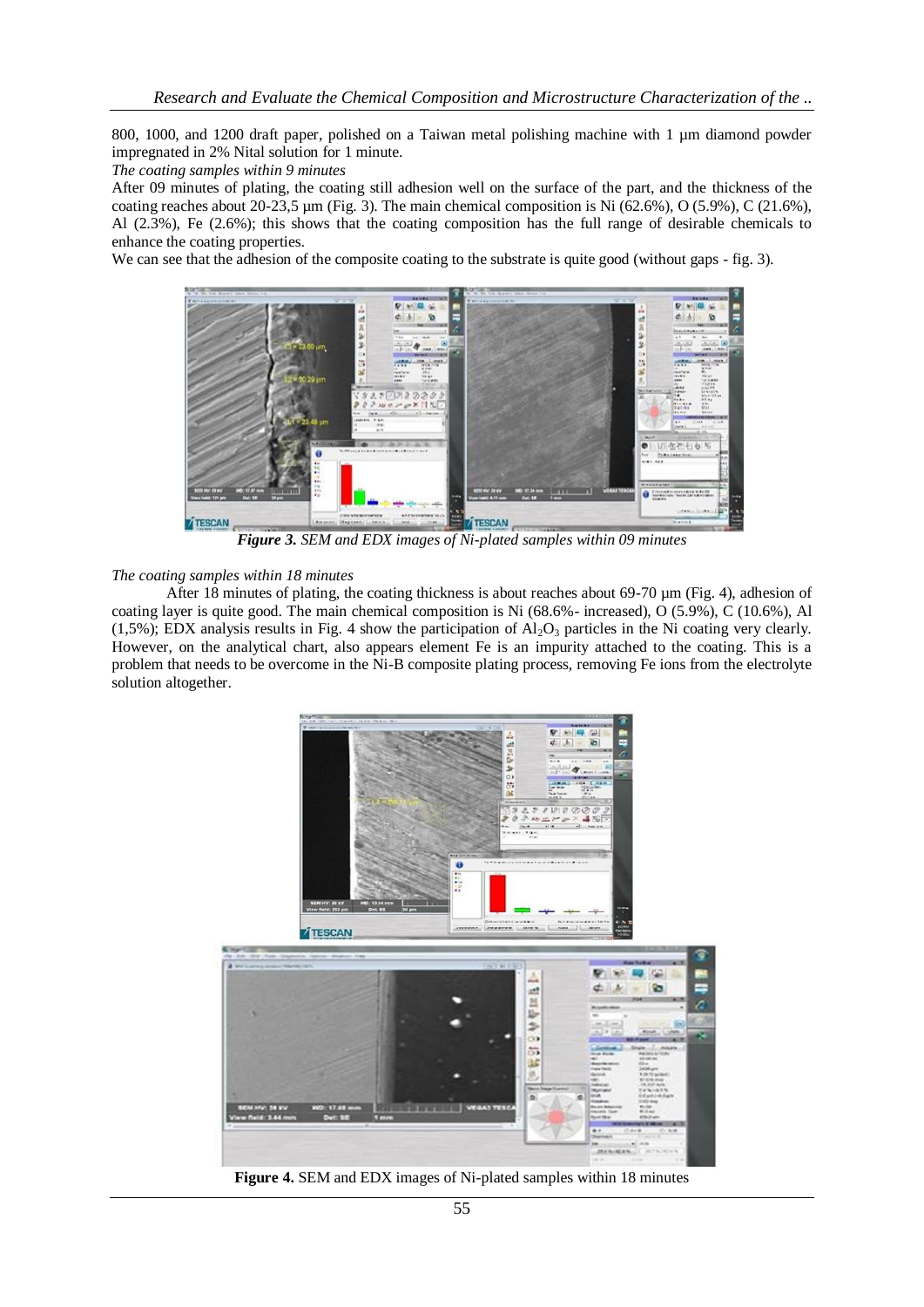800, 1000, and 1200 draft paper, polished on a Taiwan metal polishing machine with 1 µm diamond powder impregnated in 2% Nital solution for 1 minute.

*The coating samples within 9 minutes*

After 09 minutes of plating, the coating still adhesion well on the surface of the part, and the thickness of the coating reaches about 20-23,5 µm (Fig. 3). The main chemical composition is Ni (62.6%), O (5.9%), C (21.6%), Al (2.3%), Fe (2.6%); this shows that the coating composition has the full range of desirable chemicals to enhance the coating properties.

We can see that the adhesion of the composite coating to the substrate is quite good (without gaps - fig. 3).

***Figure 3.*** *SEM and EDX images of Ni-plated samples within 09 minutes*

*The coating samples within 18 minutes*

After 18 minutes of plating, the coating thickness is about reaches about 69-70 µm (Fig. 4), adhesion of coating layer is quite good. The main chemical composition is Ni (68.6%- increased), O (5.9%), C (10.6%), Al (1,5%); EDX analysis results in Fig. 4 show the participation of $Al_2O_3$ particles in the Ni coating very clearly. However, on the analytical chart, also appears element Fe is an impurity attached to the coating. This is a problem that needs to be overcome in the Ni-B composite plating process, removing Fe ions from the electrolyte solution altogether.

**Figure 4.** SEM and EDX images of Ni-plated samples within 18 minutes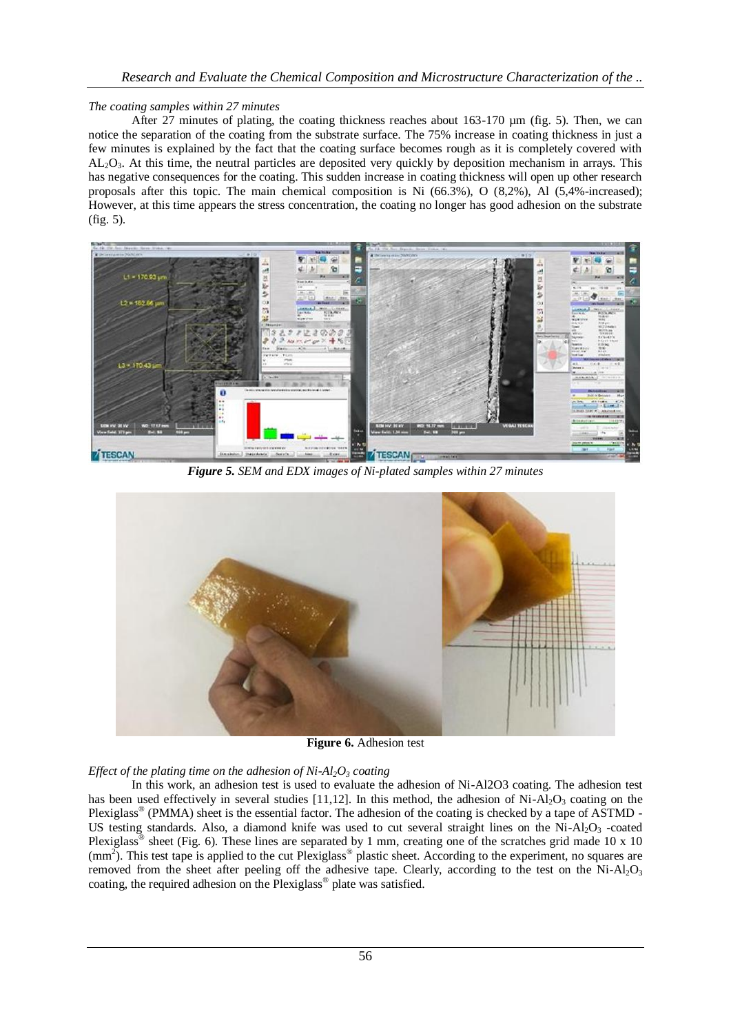*The coating samples within 27 minutes*

After 27 minutes of plating, the coating thickness reaches about 163-170 µm (fig. 5). Then, we can notice the separation of the coating from the substrate surface. The 75% increase in coating thickness in just a few minutes is explained by the fact that the coating surface becomes rough as it is completely covered with $AL_2O_3$. At this time, the neutral particles are deposited very quickly by deposition mechanism in arrays. This has negative consequences for the coating. This sudden increase in coating thickness will open up other research proposals after this topic. The main chemical composition is Ni (66.3%), O (8,2%), Al (5,4%-increased); However, at this time appears the stress concentration, the coating no longer has good adhesion on the substrate (fig. 5).

***Figure 5.*** *SEM and EDX images of Ni-plated samples within 27 minutes*

**Figure 6.** Adhesion test

*Effect of the plating time on the adhesion of $Ni$-$Al_2O_3$ coating*

In this work, an adhesion test is used to evaluate the adhesion of Ni-Al2O3 coating. The adhesion test has been used effectively in several studies [11,12]. In this method, the adhesion of $Ni$-$Al_2O_3$ coating on the Plexiglass® (PMMA) sheet is the essential factor. The adhesion of the coating is checked by a tape of ASTMD - US testing standards. Also, a diamond knife was used to cut several straight lines on the $Ni$-$Al_2O_3$ -coated Plexiglass® sheet (Fig. 6). These lines are separated by 1 mm, creating one of the scratches grid made 10 x 10 ($mm^2$). This test tape is applied to the cut Plexiglass® plastic sheet. According to the experiment, no squares are removed from the sheet after peeling off the adhesive tape. Clearly, according to the test on the $Ni$-$Al_2O_3$ coating, the required adhesion on the Plexiglass® plate was satisfied.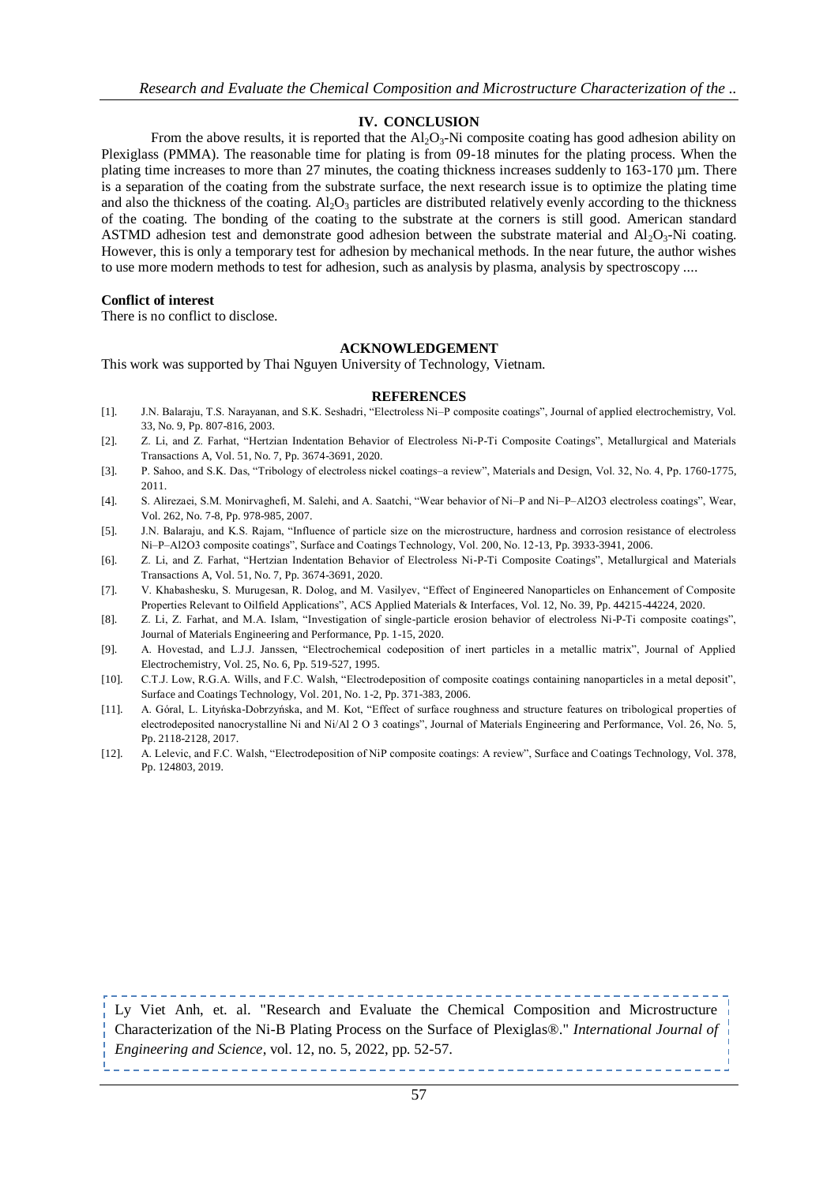## IV. CONCLUSION

From the above results, it is reported that the $Al_2O_3$-Ni composite coating has good adhesion ability on Plexiglass (PMMA). The reasonable time for plating is from 09-18 minutes for the plating process. When the plating time increases to more than 27 minutes, the coating thickness increases suddenly to 163-170 µm. There is a separation of the coating from the substrate surface, the next research issue is to optimize the plating time and also the thickness of the coating. $Al_2O_3$ particles are distributed relatively evenly according to the thickness of the coating. The bonding of the coating to the substrate at the corners is still good. American standard ASTMD adhesion test and demonstrate good adhesion between the substrate material and $Al_2O_3$-Ni coating. However, this is only a temporary test for adhesion by mechanical methods. In the near future, the author wishes to use more modern methods to test for adhesion, such as analysis by plasma, analysis by spectroscopy ....

**Conflict of interest**

There is no conflict to disclose.

## ACKNOWLEDGEMENT

This work was supported by Thai Nguyen University of Technology, Vietnam.

## REFERENCES

[1]. J.N. Balaraju, T.S. Narayanan, and S.K. Seshadri, "Electroless Ni–P composite coatings", Journal of applied electrochemistry, Vol. 33, No. 9, Pp. 807-816, 2003.

[2]. Z. Li, and Z. Farhat, "Hertzian Indentation Behavior of Electroless Ni-P-Ti Composite Coatings", Metallurgical and Materials Transactions A, Vol. 51, No. 7, Pp. 3674-3691, 2020.

[3]. P. Sahoo, and S.K. Das, "Tribology of electroless nickel coatings–a review", Materials and Design, Vol. 32, No. 4, Pp. 1760-1775, 2011.

[4]. S. Alirezaei, S.M. Monirvaghefi, M. Salehi, and A. Saatchi, "Wear behavior of Ni–P and Ni–P–Al2O3 electroless coatings", Wear, Vol. 262, No. 7-8, Pp. 978-985, 2007.

[5]. J.N. Balaraju, and K.S. Rajam, "Influence of particle size on the microstructure, hardness and corrosion resistance of electroless Ni–P–Al2O3 composite coatings", Surface and Coatings Technology, Vol. 200, No. 12-13, Pp. 3933-3941, 2006.

[6]. Z. Li, and Z. Farhat, "Hertzian Indentation Behavior of Electroless Ni-P-Ti Composite Coatings", Metallurgical and Materials Transactions A, Vol. 51, No. 7, Pp. 3674-3691, 2020.

[7]. V. Khabashesku, S. Murugesan, R. Dolog, and M. Vasilyev, "Effect of Engineered Nanoparticles on Enhancement of Composite Properties Relevant to Oilfield Applications", ACS Applied Materials & Interfaces, Vol. 12, No. 39, Pp. 44215-44224, 2020.

[8]. Z. Li, Z. Farhat, and M.A. Islam, "Investigation of single-particle erosion behavior of electroless Ni-P-Ti composite coatings", Journal of Materials Engineering and Performance, Pp. 1-15, 2020.

[9]. A. Hovestad, and L.J.J. Janssen, "Electrochemical codeposition of inert particles in a metallic matrix", Journal of Applied Electrochemistry, Vol. 25, No. 6, Pp. 519-527, 1995.

[10]. C.T.J. Low, R.G.A. Wills, and F.C. Walsh, "Electrodeposition of composite coatings containing nanoparticles in a metal deposit", Surface and Coatings Technology, Vol. 201, No. 1-2, Pp. 371-383, 2006.

[11]. A. Góral, L. Lityńska-Dobrzyńska, and M. Kot, "Effect of surface roughness and structure features on tribological properties of electrodeposited nanocrystalline Ni and Ni/Al 2 O 3 coatings", Journal of Materials Engineering and Performance, Vol. 26, No. 5, Pp. 2118-2128, 2017.

[12]. A. Lelevic, and F.C. Walsh, "Electrodeposition of NiP composite coatings: A review", Surface and Coatings Technology, Vol. 378, Pp. 124803, 2019.

Ly Viet Anh, et. al. "Research and Evaluate the Chemical Composition and Microstructure Characterization of the Ni-B Plating Process on the Surface of Plexiglas®." *International Journal of Engineering and Science*, vol. 12, no. 5, 2022, pp. 52-57.